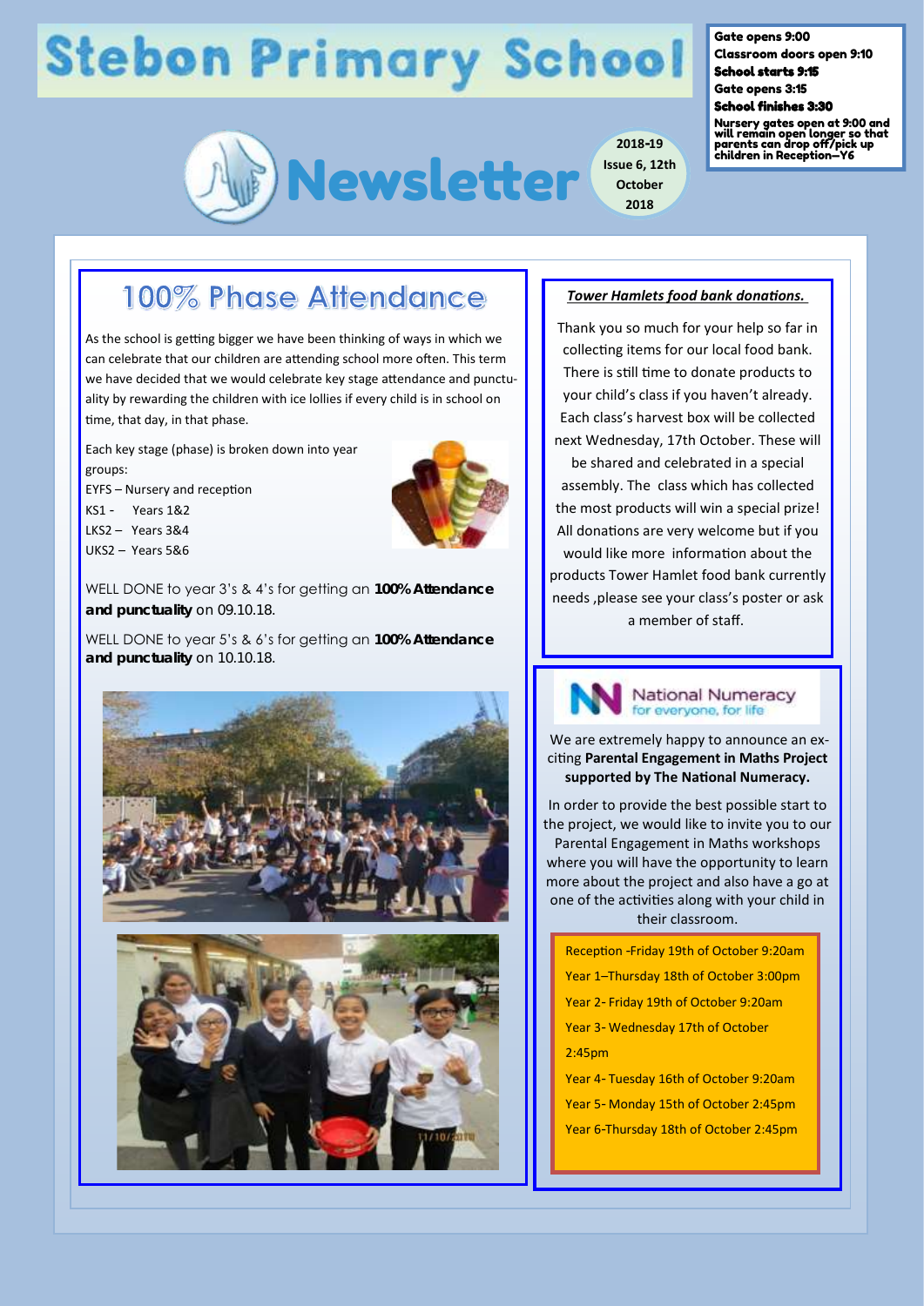# Stebon Primary School

**Gate opens 9:00**
**Classroom doors open 9:10**
**School starts 9:15**
**Gate opens 3:15**
**School finishes 3:30**
**Nursery gates open at 9:00 and will remain open longer so that parents can drop off/pick up children in Reception—Y6**

# Newsletter

2018-19
Issue 6, 12th October 2018

## 100% Phase Attendance

As the school is getting bigger we have been thinking of ways in which we can celebrate that our children are attending school more often. This term we have decided that we would celebrate key stage attendance and punctuality by rewarding the children with ice lollies if every child is in school on time, that day, in that phase.

Each key stage (phase) is broken down into year groups:
EYFS – Nursery and reception
KS1 - Years 1&2
LKS2 – Years 3&4
UKS2 – Years 5&6

WELL DONE to year 3's & 4's for getting an **100% Attendance and punctuality** on 09.10.18.

WELL DONE to year 5's & 6's for getting an **100% Attendance and punctuality** on 10.10.18.

### *Tower Hamlets food bank donations.*

Thank you so much for your help so far in collecting items for our local food bank. There is still time to donate products to your child's class if you haven't already. Each class's harvest box will be collected next Wednesday, 17th October. These will be shared and celebrated in a special assembly. The class which has collected the most products will win a special prize! All donations are very welcome but if you would like more information about the products Tower Hamlet food bank currently needs ,please see your class's poster or ask a member of staff.

### National Numeracy
for everyone, for life

We are extremely happy to announce an exciting **Parental Engagement in Maths Project supported by The National Numeracy.**

In order to provide the best possible start to the project, we would like to invite you to our Parental Engagement in Maths workshops where you will have the opportunity to learn more about the project and also have a go at one of the activities along with your child in their classroom.

- Reception -Friday 19th of October 9:20am
- Year 1–Thursday 18th of October 3:00pm
- Year 2- Friday 19th of October 9:20am
- Year 3- Wednesday 17th of October 2:45pm
- Year 4- Tuesday 16th of October 9:20am
- Year 5- Monday 15th of October 2:45pm
- Year 6-Thursday 18th of October 2:45pm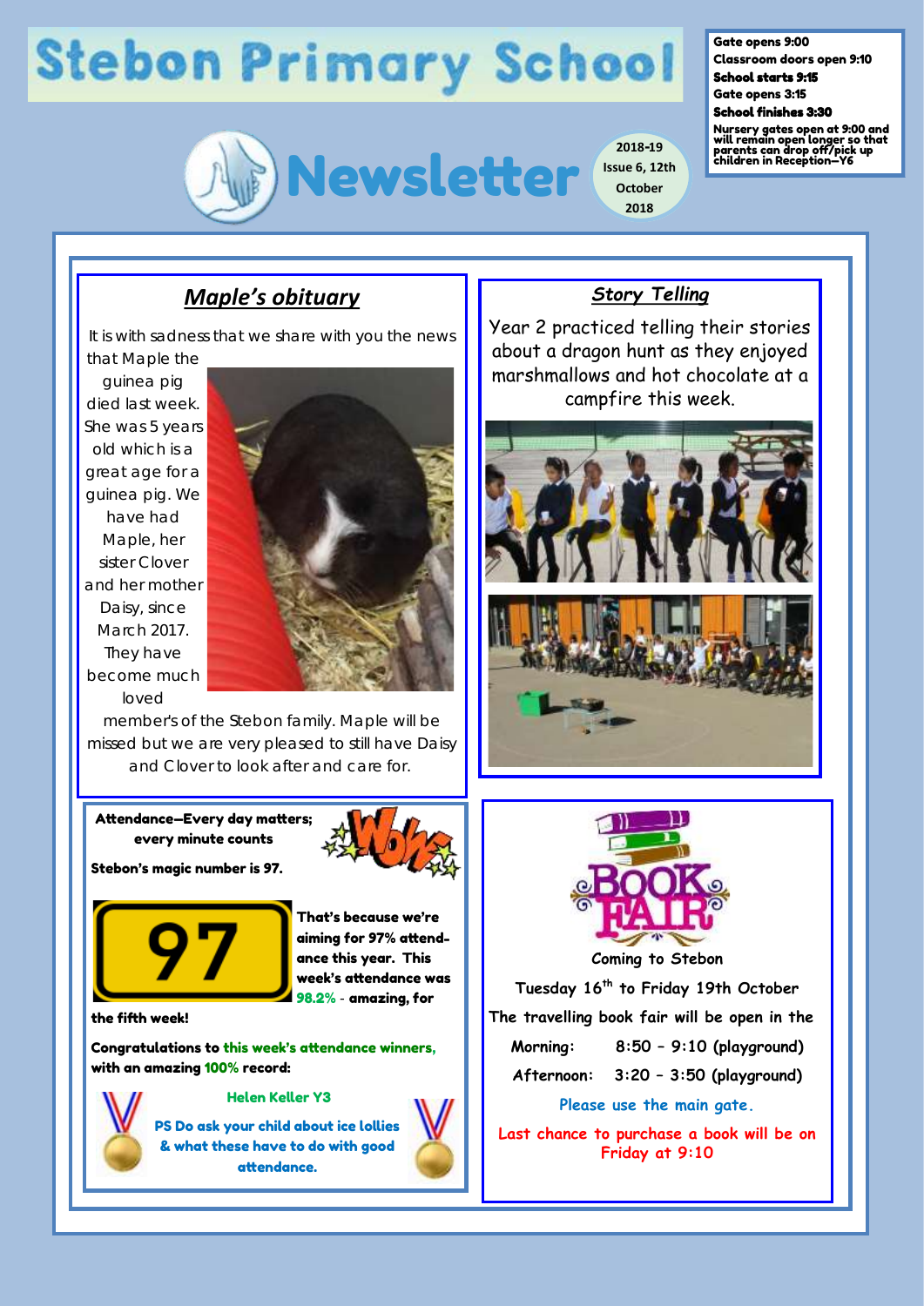# Stebon Primary School

**Gate opens 9:00**
**Classroom doors open 9:10**
**School starts 9:15**
**Gate opens 3:15**
**School finishes 3:30**
**Nursery gates open at 9:00 and will remain open longer so that parents can drop off/pick up children in Reception—Y6**

# Newsletter

2018-19 Issue 6, 12th October 2018

## *Maple's obituary*

It is with sadness that we share with you the news that Maple the guinea pig died last week. She was 5 years old which is a great age for a guinea pig. We have had Maple, her sister Clover and her mother Daisy, since March 2017. They have become much loved members of the Stebon family. Maple will be missed but we are very pleased to still have Daisy and Clover to look after and care for.

## *Story Telling*

Year 2 practiced telling their stories about a dragon hunt as they enjoyed marshmallows and hot chocolate at a campfire this week.

**Attendance—Every day matters; every minute counts**

**Stebon's magic number is 97.**

97

**That's because we're aiming for 97% attendance this year. This week's attendance was 98.2% - amazing, for the fifth week!**

**Congratulations to this week's attendance winners, with an amazing 100% record:**

**Helen Keller Y3**

**PS Do ask your child about ice lollies & what these have to do with good attendance.**

## BOOK FAIR

Coming to Stebon

Tuesday 16th to Friday 19th October

The travelling book fair will be open in the

Morning: 8:50 – 9:10 (playground)

Afternoon: 3:20 – 3:50 (playground)

Please use the main gate.

Last chance to purchase a book will be on Friday at 9:10